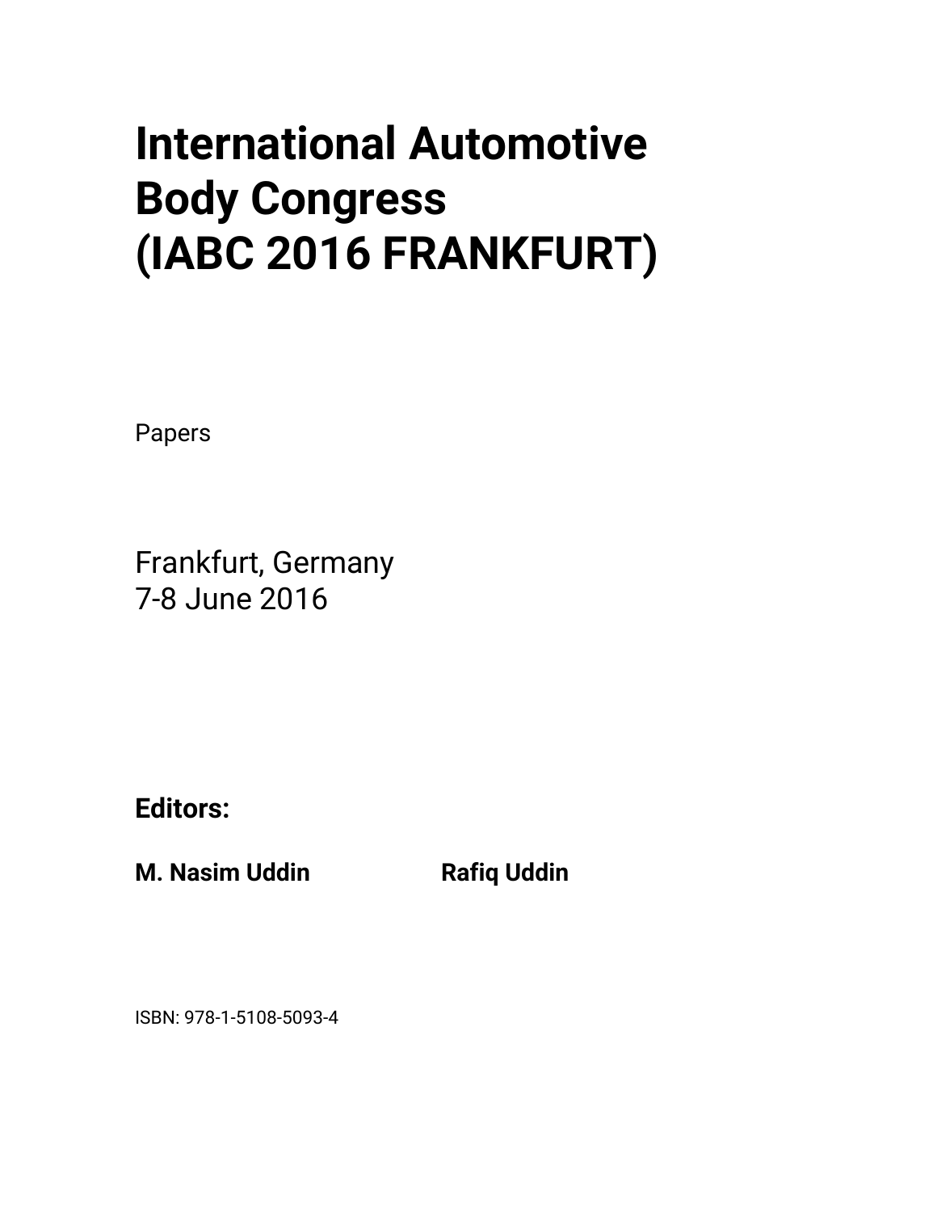# International Automotive Body Congress (IABC 2016 FRANKFURT)

Papers

Frankfurt, Germany
7-8 June 2016

**Editors:**

**M. Nasim Uddin** **Rafiq Uddin**

ISBN: 978-1-5108-5093-4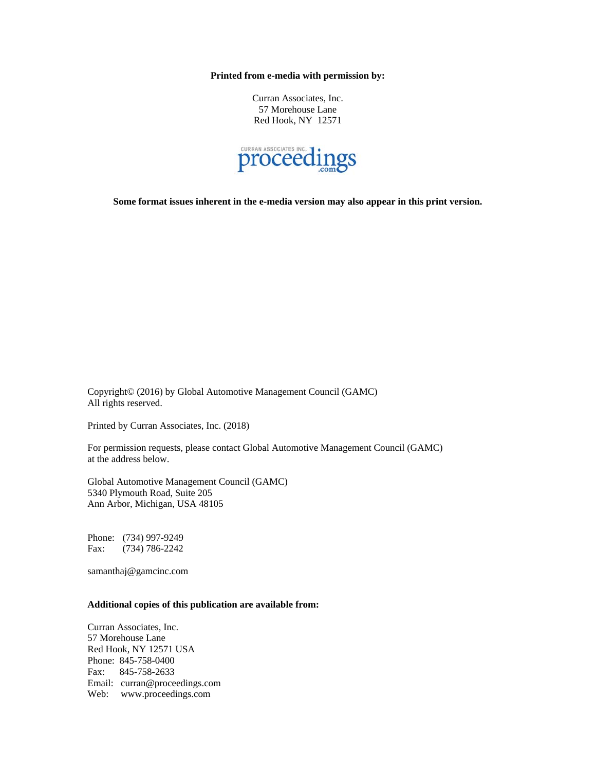**Printed from e-media with permission by:**

Curran Associates, Inc.
57 Morehouse Lane
Red Hook, NY 12571

CURRAN ASSOCIATES INC. proceedings.com

**Some format issues inherent in the e-media version may also appear in this print version.**

Copyright© (2016) by Global Automotive Management Council (GAMC)
All rights reserved.

Printed by Curran Associates, Inc. (2018)

For permission requests, please contact Global Automotive Management Council (GAMC) at the address below.

Global Automotive Management Council (GAMC)
5340 Plymouth Road, Suite 205
Ann Arbor, Michigan, USA 48105

Phone: (734) 997-9249
Fax: (734) 786-2242

samanthaj@gamcinc.com

**Additional copies of this publication are available from:**

Curran Associates, Inc.
57 Morehouse Lane
Red Hook, NY 12571 USA
Phone: 845-758-0400
Fax: 845-758-2633
Email: curran@proceedings.com
Web: www.proceedings.com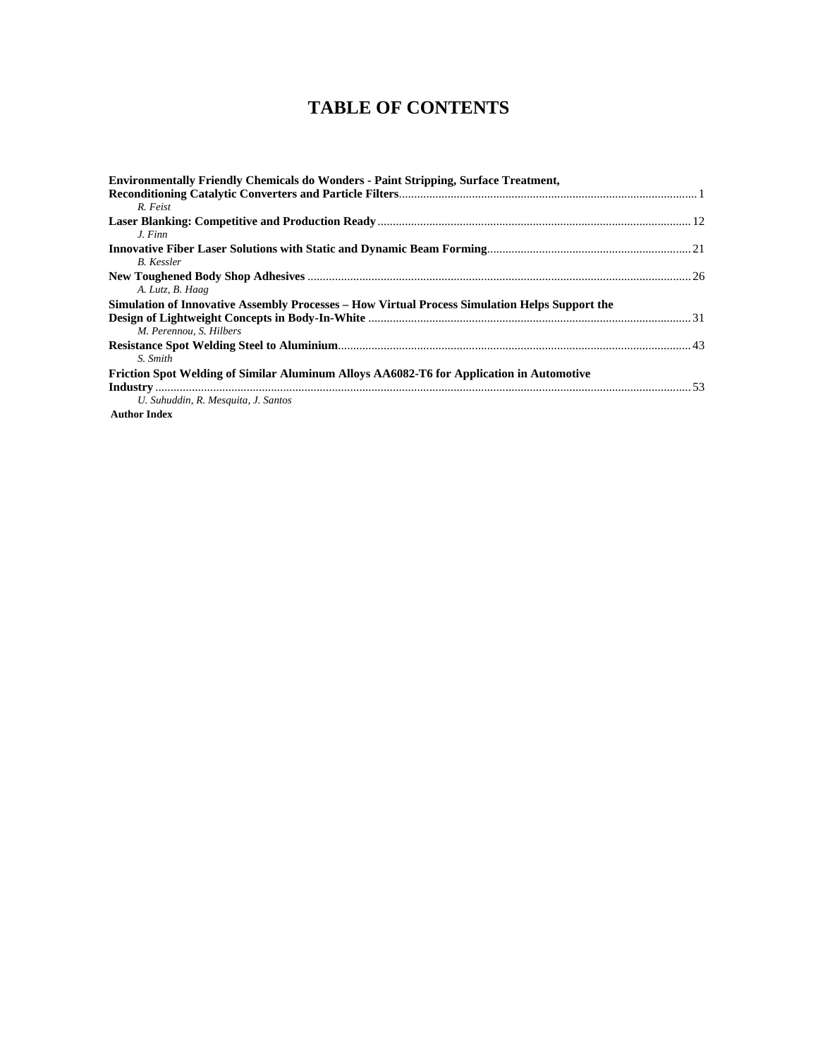# TABLE OF CONTENTS

**Environmentally Friendly Chemicals do Wonders - Paint Stripping, Surface Treatment, Reconditioning Catalytic Converters and Particle Filters** ........ 1
*R. Feist*

**Laser Blanking: Competitive and Production Ready** ........ 12
*J. Finn*

**Innovative Fiber Laser Solutions with Static and Dynamic Beam Forming** ........ 21
*B. Kessler*

**New Toughened Body Shop Adhesives** ........ 26
*A. Lutz, B. Haag*

**Simulation of Innovative Assembly Processes – How Virtual Process Simulation Helps Support the Design of Lightweight Concepts in Body-In-White** ........ 31
*M. Perennou, S. Hilbers*

**Resistance Spot Welding Steel to Aluminium** ........ 43
*S. Smith*

**Friction Spot Welding of Similar Aluminum Alloys AA6082-T6 for Application in Automotive Industry** ........ 53
*U. Suhuddin, R. Mesquita, J. Santos*

**Author Index**